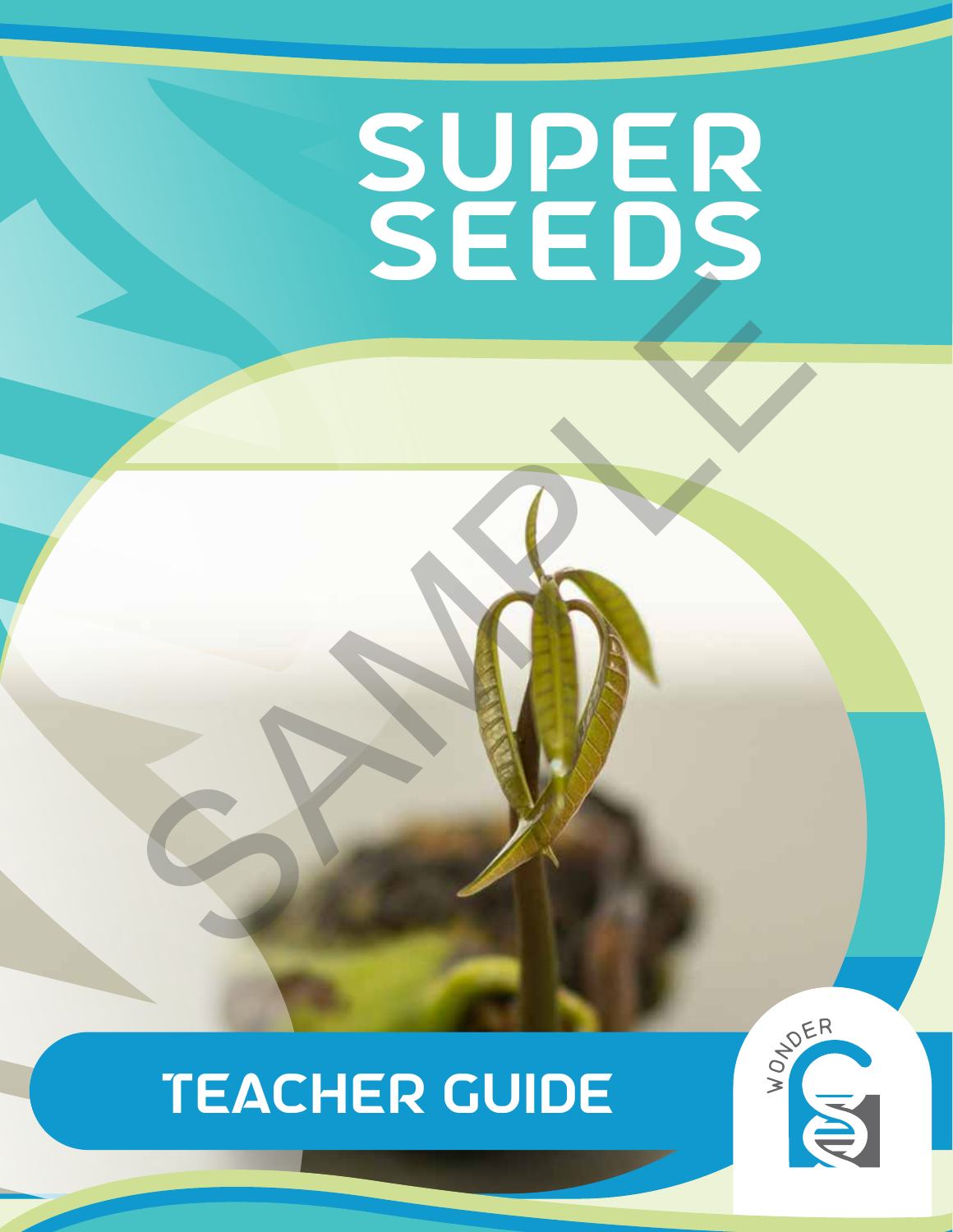# SUPER SEEDS

SAMPLE

## TEACHER GUIDE

WONDER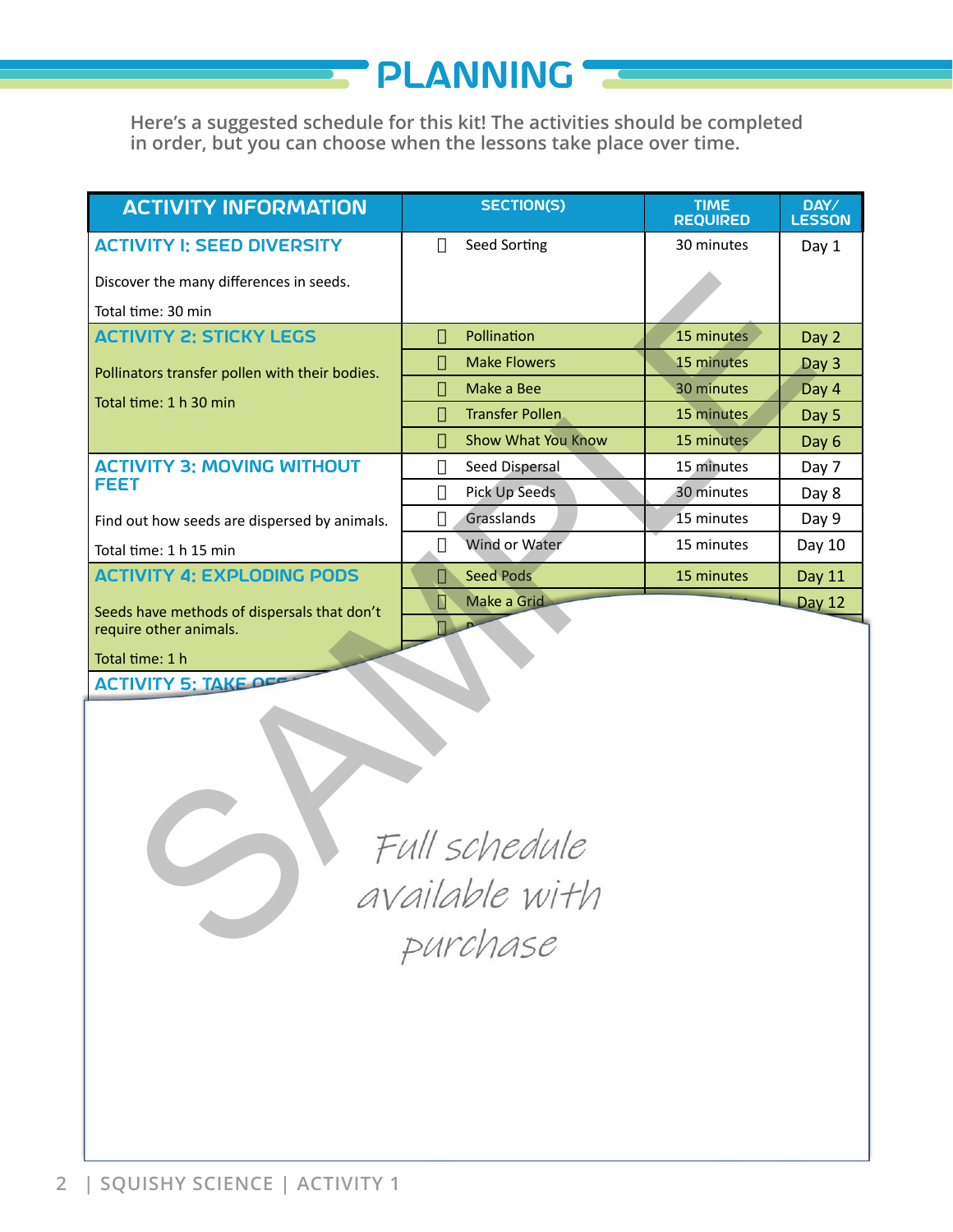# PLANNING

Here's a suggested schedule for this kit! The activities should be completed in order, but you can choose when the lessons take place over time.

| ACTIVITY INFORMATION | SECTION(S) | TIME REQUIRED | DAY/ LESSON |
|---|---|---|---|
| **ACTIVITY I: SEED DIVERSITY**<br>Discover the many differences in seeds.<br>Total time: 30 min | ☐ Seed Sorting | 30 minutes | Day 1 |
| **ACTIVITY 2: STICKY LEGS**<br>Pollinators transfer pollen with their bodies.<br>Total time: 1 h 30 min | ☐ Pollination | 15 minutes | Day 2 |
| | ☐ Make Flowers | 15 minutes | Day 3 |
| | ☐ Make a Bee | 30 minutes | Day 4 |
| | ☐ Transfer Pollen | 15 minutes | Day 5 |
| | ☐ Show What You Know | 15 minutes | Day 6 |
| **ACTIVITY 3: MOVING WITHOUT FEET**<br>Find out how seeds are dispersed by animals.<br>Total time: 1 h 15 min | ☐ Seed Dispersal | 15 minutes | Day 7 |
| | ☐ Pick Up Seeds | 30 minutes | Day 8 |
| | ☐ Grasslands | 15 minutes | Day 9 |
| | ☐ Wind or Water | 15 minutes | Day 10 |
| **ACTIVITY 4: EXPLODING PODS**<br>Seeds have methods of dispersals that don't require other animals.<br>Total time: 1 h | ☐ Seed Pods | 15 minutes | Day 11 |
| | ☐ Make a Grid | | Day 12 |
| **ACTIVITY 5: TAKE OFF...** | | | |

Full schedule available with purchase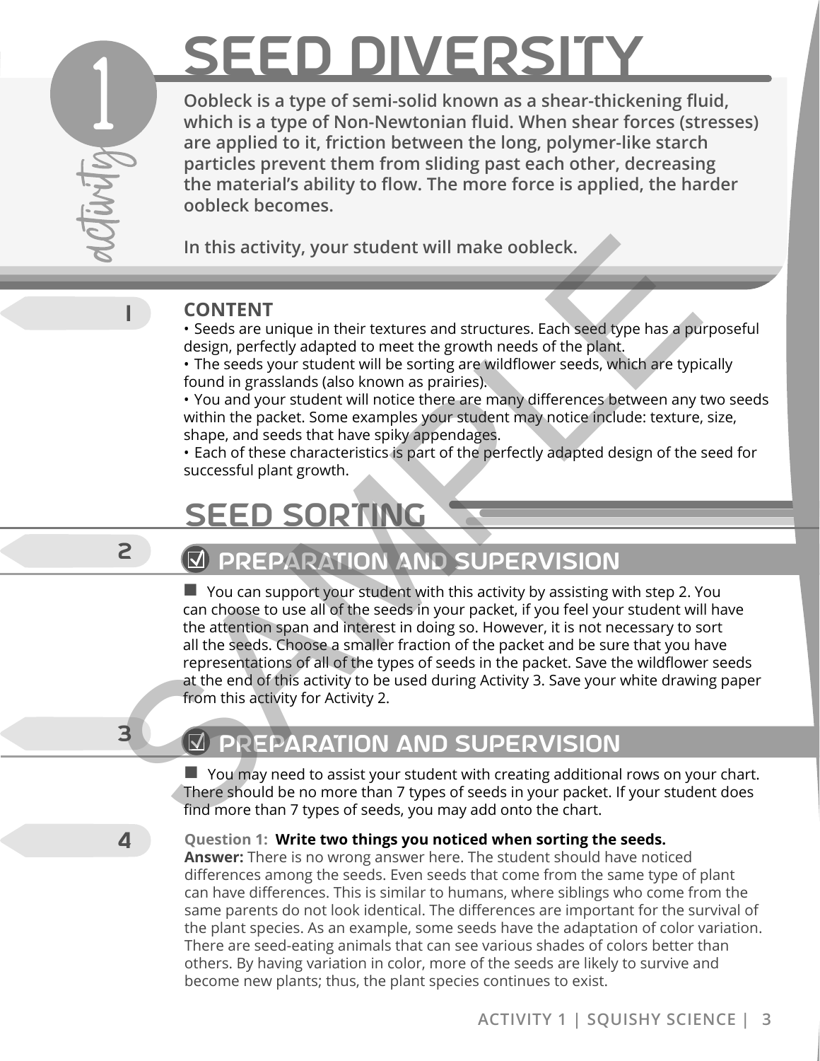# activity 1

# SEED DIVERSITY

**Oobleck is a type of semi-solid known as a shear-thickening fluid, which is a type of Non-Newtonian fluid. When shear forces (stresses) are applied to it, friction between the long, polymer-like starch particles prevent them from sliding past each other, decreasing the material's ability to flow. The more force is applied, the harder oobleck becomes.**

**In this activity, your student will make oobleck.**

1

**CONTENT**

- Seeds are unique in their textures and structures. Each seed type has a purposeful design, perfectly adapted to meet the growth needs of the plant.
- The seeds your student will be sorting are wildflower seeds, which are typically found in grasslands (also known as prairies).
- You and your student will notice there are many differences between any two seeds within the packet. Some examples your student may notice include: texture, size, shape, and seeds that have spiky appendages.
- Each of these characteristics is part of the perfectly adapted design of the seed for successful plant growth.

## SEED SORTING

2

### ☑ PREPARATION AND SUPERVISION

■ You can support your student with this activity by assisting with step 2. You can choose to use all of the seeds in your packet, if you feel your student will have the attention span and interest in doing so. However, it is not necessary to sort all the seeds. Choose a smaller fraction of the packet and be sure that you have representations of all of the types of seeds in the packet. Save the wildflower seeds at the end of this activity to be used during Activity 3. Save your white drawing paper from this activity for Activity 2.

3

### ☑ PREPARATION AND SUPERVISION

■ You may need to assist your student with creating additional rows on your chart. There should be no more than 7 types of seeds in your packet. If your student does find more than 7 types of seeds, you may add onto the chart.

4

**Question 1: Write two things you noticed when sorting the seeds.**
**Answer:** There is no wrong answer here. The student should have noticed differences among the seeds. Even seeds that come from the same type of plant can have differences. This is similar to humans, where siblings who come from the same parents do not look identical. The differences are important for the survival of the plant species. As an example, some seeds have the adaptation of color variation. There are seed-eating animals that can see various shades of colors better than others. By having variation in color, more of the seeds are likely to survive and become new plants; thus, the plant species continues to exist.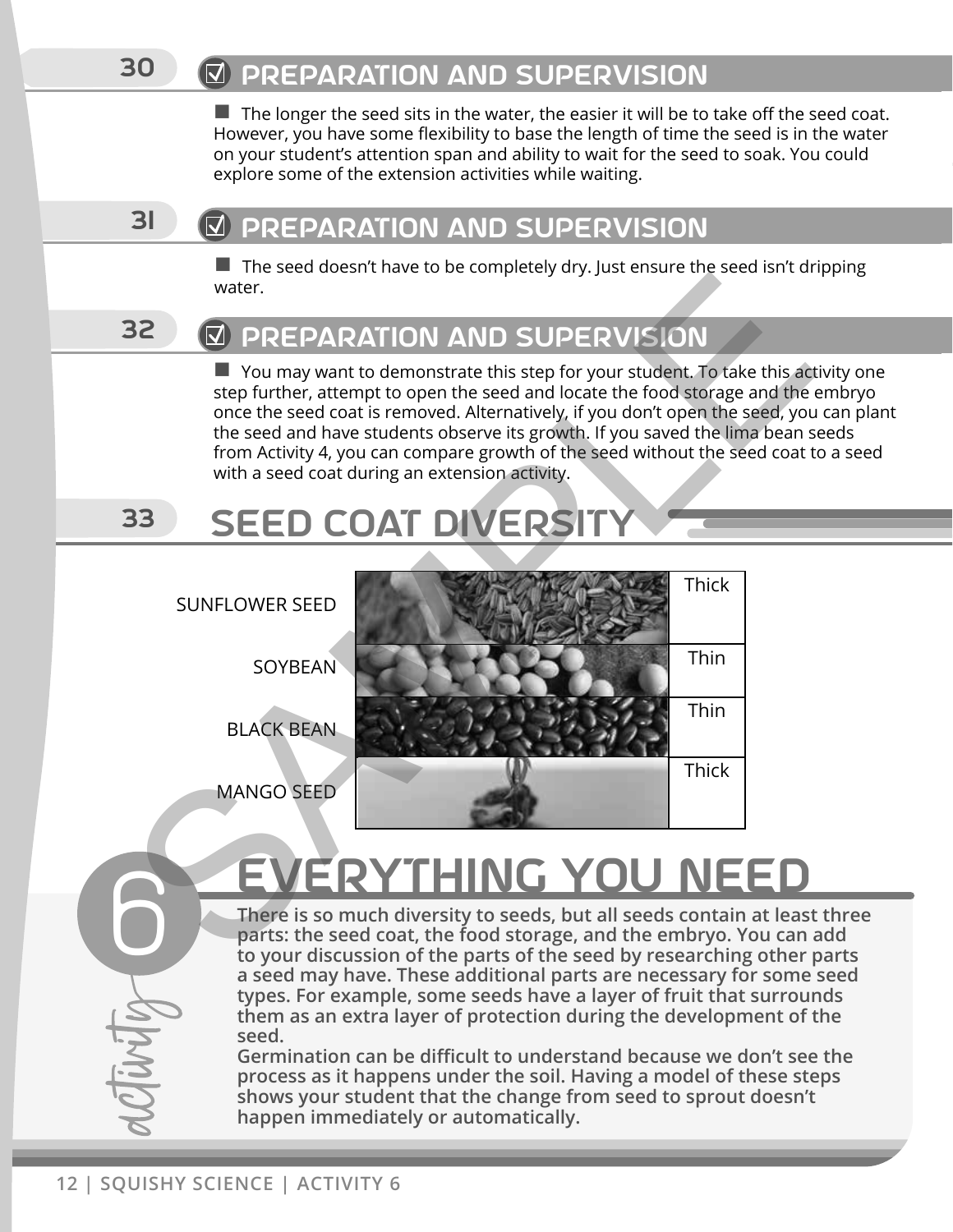## 30 PREPARATION AND SUPERVISION

- The longer the seed sits in the water, the easier it will be to take off the seed coat. However, you have some flexibility to base the length of time the seed is in the water on your student's attention span and ability to wait for the seed to soak. You could explore some of the extension activities while waiting.

## 31 PREPARATION AND SUPERVISION

- The seed doesn't have to be completely dry. Just ensure the seed isn't dripping water.

## 32 PREPARATION AND SUPERVISION

- You may want to demonstrate this step for your student. To take this activity one step further, attempt to open the seed and locate the food storage and the embryo once the seed coat is removed. Alternatively, if you don't open the seed, you can plant the seed and have students observe its growth. If you saved the lima bean seeds from Activity 4, you can compare growth of the seed without the seed coat to a seed with a seed coat during an extension activity.

## 33 SEED COAT DIVERSITY

| Seed | Seed Coat |
|---|---|
| SUNFLOWER SEED | Thick |
| SOYBEAN | Thin |
| BLACK BEAN | Thin |
| MANGO SEED | Thick |

## activity 6 EVERYTHING YOU NEED

**There is so much diversity to seeds, but all seeds contain at least three parts: the seed coat, the food storage, and the embryo. You can add to your discussion of the parts of the seed by researching other parts a seed may have. These additional parts are necessary for some seed types. For example, some seeds have a layer of fruit that surrounds them as an extra layer of protection during the development of the seed.**

**Germination can be difficult to understand because we don't see the process as it happens under the soil. Having a model of these steps shows your student that the change from seed to sprout doesn't happen immediately or automatically.**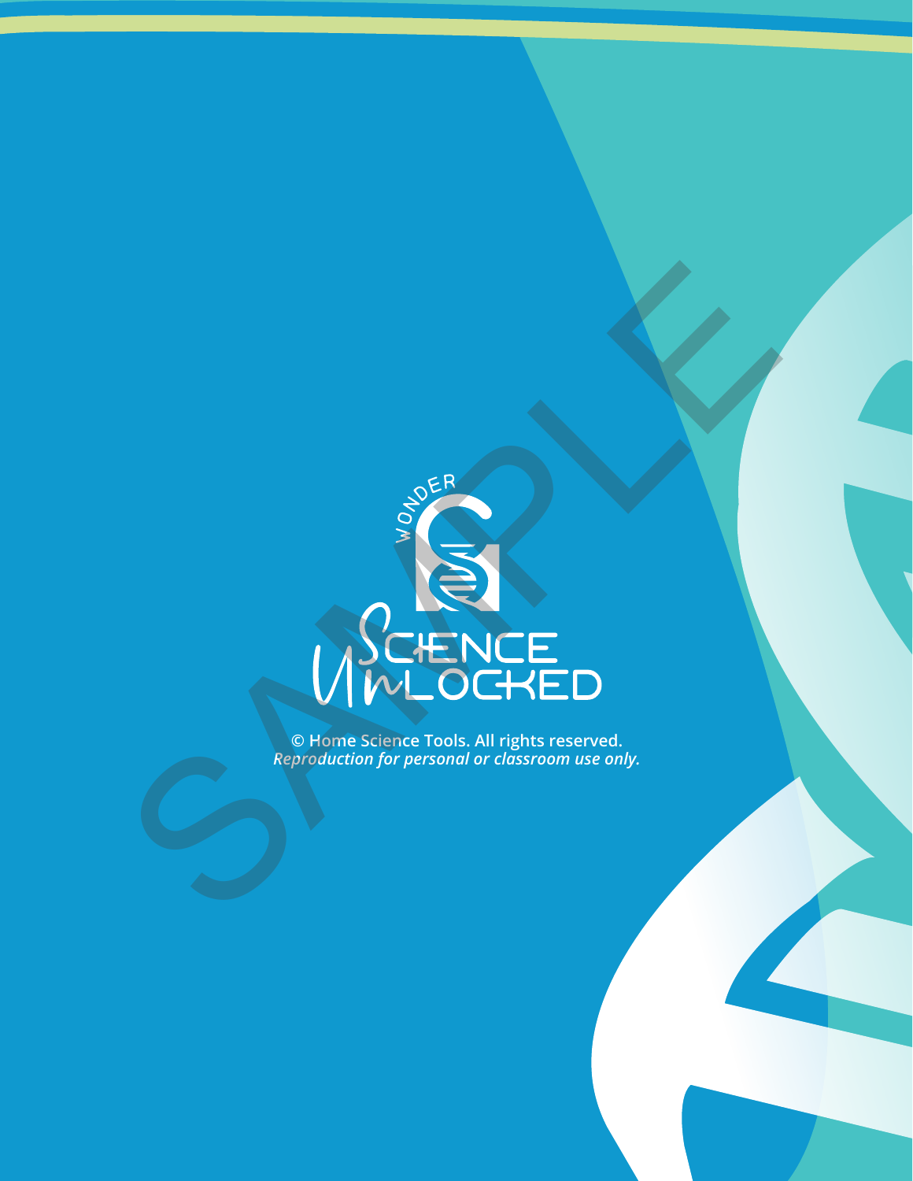© Home Science Tools. All rights reserved.
*Reproduction for personal or classroom use only.*